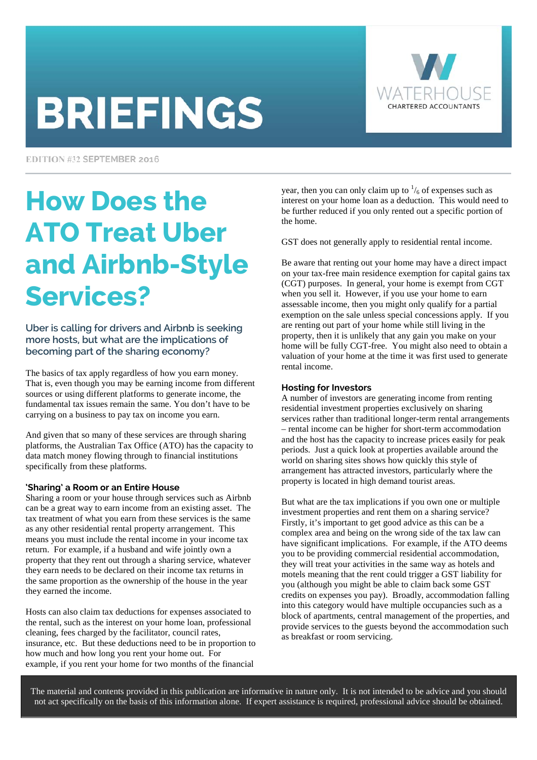# BRIEFINGS

WATERHOUSE CHARTERED ACCOUNTANTS

EDITION #32 SEPTEMBER 2016

# How Does the ATO Treat Uber and Airbnb-Style Services?

### Uber is calling for drivers and Airbnb is seeking more hosts, but what are the implications of becoming part of the sharing economy?

The basics of tax apply regardless of how you earn money. That is, even though you may be earning income from different sources or using different platforms to generate income, the fundamental tax issues remain the same. You don't have to be carrying on a business to pay tax on income you earn.

And given that so many of these services are through sharing platforms, the Australian Tax Office (ATO) has the capacity to data match money flowing through to financial institutions specifically from these platforms.

## 'Sharing' a Room or an Entire House

Sharing a room or your house through services such as Airbnb can be a great way to earn income from an existing asset. The tax treatment of what you earn from these services is the same as any other residential rental property arrangement. This means you must include the rental income in your income tax return. For example, if a husband and wife jointly own a property that they rent out through a sharing service, whatever they earn needs to be declared on their income tax returns in the same proportion as the ownership of the house in the year they earned the income.

Hosts can also claim tax deductions for expenses associated to the rental, such as the interest on your home loan, professional cleaning, fees charged by the facilitator, council rates, insurance, etc. But these deductions need to be in proportion to how much and how long you rent your home out. For example, if you rent your home for two months of the financial year, then you can only claim up to $^{1}/_{6}$ of expenses such as interest on your home loan as a deduction. This would need to be further reduced if you only rented out a specific portion of the home.

GST does not generally apply to residential rental income.

Be aware that renting out your home may have a direct impact on your tax-free main residence exemption for capital gains tax (CGT) purposes. In general, your home is exempt from CGT when you sell it. However, if you use your home to earn assessable income, then you might only qualify for a partial exemption on the sale unless special concessions apply. If you are renting out part of your home while still living in the property, then it is unlikely that any gain you make on your home will be fully CGT-free. You might also need to obtain a valuation of your home at the time it was first used to generate rental income.

## Hosting for Investors

A number of investors are generating income from renting residential investment properties exclusively on sharing services rather than traditional longer-term rental arrangements – rental income can be higher for short-term accommodation and the host has the capacity to increase prices easily for peak periods. Just a quick look at properties available around the world on sharing sites shows how quickly this style of arrangement has attracted investors, particularly where the property is located in high demand tourist areas.

But what are the tax implications if you own one or multiple investment properties and rent them on a sharing service? Firstly, it's important to get good advice as this can be a complex area and being on the wrong side of the tax law can have significant implications. For example, if the ATO deems you to be providing commercial residential accommodation, they will treat your activities in the same way as hotels and motels meaning that the rent could trigger a GST liability for you (although you might be able to claim back some GST credits on expenses you pay). Broadly, accommodation falling into this category would have multiple occupancies such as a block of apartments, central management of the properties, and provide services to the guests beyond the accommodation such as breakfast or room servicing.

The material and contents provided in this publication are informative in nature only. It is not intended to be advice and you should not act specifically on the basis of this information alone. If expert assistance is required, professional advice should be obtained.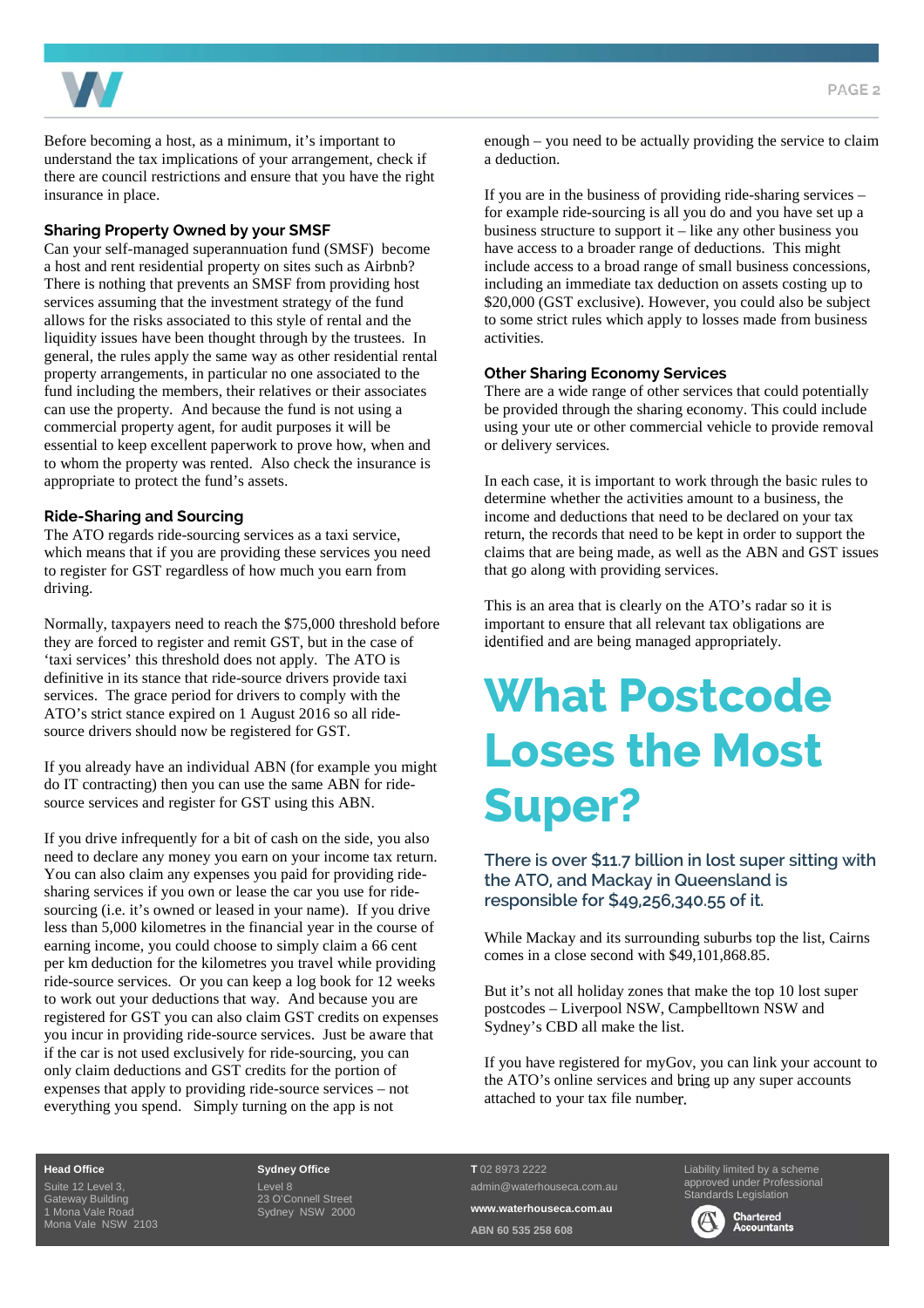Before becoming a host, as a minimum, it's important to understand the tax implications of your arrangement, check if there are council restrictions and ensure that you have the right insurance in place.

### Sharing Property Owned by your SMSF

Can your self-managed superannuation fund (SMSF) become a host and rent residential property on sites such as Airbnb? There is nothing that prevents an SMSF from providing host services assuming that the investment strategy of the fund allows for the risks associated to this style of rental and the liquidity issues have been thought through by the trustees. In general, the rules apply the same way as other residential rental property arrangements, in particular no one associated to the fund including the members, their relatives or their associates can use the property. And because the fund is not using a commercial property agent, for audit purposes it will be essential to keep excellent paperwork to prove how, when and to whom the property was rented. Also check the insurance is appropriate to protect the fund's assets.

### Ride-Sharing and Sourcing

The ATO regards ride-sourcing services as a taxi service, which means that if you are providing these services you need to register for GST regardless of how much you earn from driving.

Normally, taxpayers need to reach the $75,000 threshold before they are forced to register and remit GST, but in the case of 'taxi services' this threshold does not apply. The ATO is definitive in its stance that ride-source drivers provide taxi services. The grace period for drivers to comply with the ATO's strict stance expired on 1 August 2016 so all ride-source drivers should now be registered for GST.

If you already have an individual ABN (for example you might do IT contracting) then you can use the same ABN for ride-source services and register for GST using this ABN.

If you drive infrequently for a bit of cash on the side, you also need to declare any money you earn on your income tax return. You can also claim any expenses you paid for providing ride-sharing services if you own or lease the car you use for ride-sourcing (i.e. it's owned or leased in your name). If you drive less than 5,000 kilometres in the financial year in the course of earning income, you could choose to simply claim a 66 cent per km deduction for the kilometres you travel while providing ride-source services. Or you can keep a log book for 12 weeks to work out your deductions that way. And because you are registered for GST you can also claim GST credits on expenses you incur in providing ride-source services. Just be aware that if the car is not used exclusively for ride-sourcing, you can only claim deductions and GST credits for the portion of expenses that apply to providing ride-source services – not everything you spend. Simply turning on the app is not enough – you need to be actually providing the service to claim a deduction.

If you are in the business of providing ride-sharing services – for example ride-sourcing is all you do and you have set up a business structure to support it – like any other business you have access to a broader range of deductions. This might include access to a broad range of small business concessions, including an immediate tax deduction on assets costing up to $20,000 (GST exclusive). However, you could also be subject to some strict rules which apply to losses made from business activities.

### Other Sharing Economy Services

There are a wide range of other services that could potentially be provided through the sharing economy. This could include using your ute or other commercial vehicle to provide removal or delivery services.

In each case, it is important to work through the basic rules to determine whether the activities amount to a business, the income and deductions that need to be declared on your tax return, the records that need to be kept in order to support the claims that are being made, as well as the ABN and GST issues that go along with providing services.

This is an area that is clearly on the ATO's radar so it is important to ensure that all relevant tax obligations are identified and are being managed appropriately.

# What Postcode Loses the Most Super?

**There is over $11.7 billion in lost super sitting with the ATO, and Mackay in Queensland is responsible for $49,256,340.55 of it.**

While Mackay and its surrounding suburbs top the list, Cairns comes in a close second with $49,101,868.85.

But it's not all holiday zones that make the top 10 lost super postcodes – Liverpool NSW, Campbelltown NSW and Sydney's CBD all make the list.

If you have registered for myGov, you can link your account to the ATO's online services and bring up any super accounts attached to your tax file number.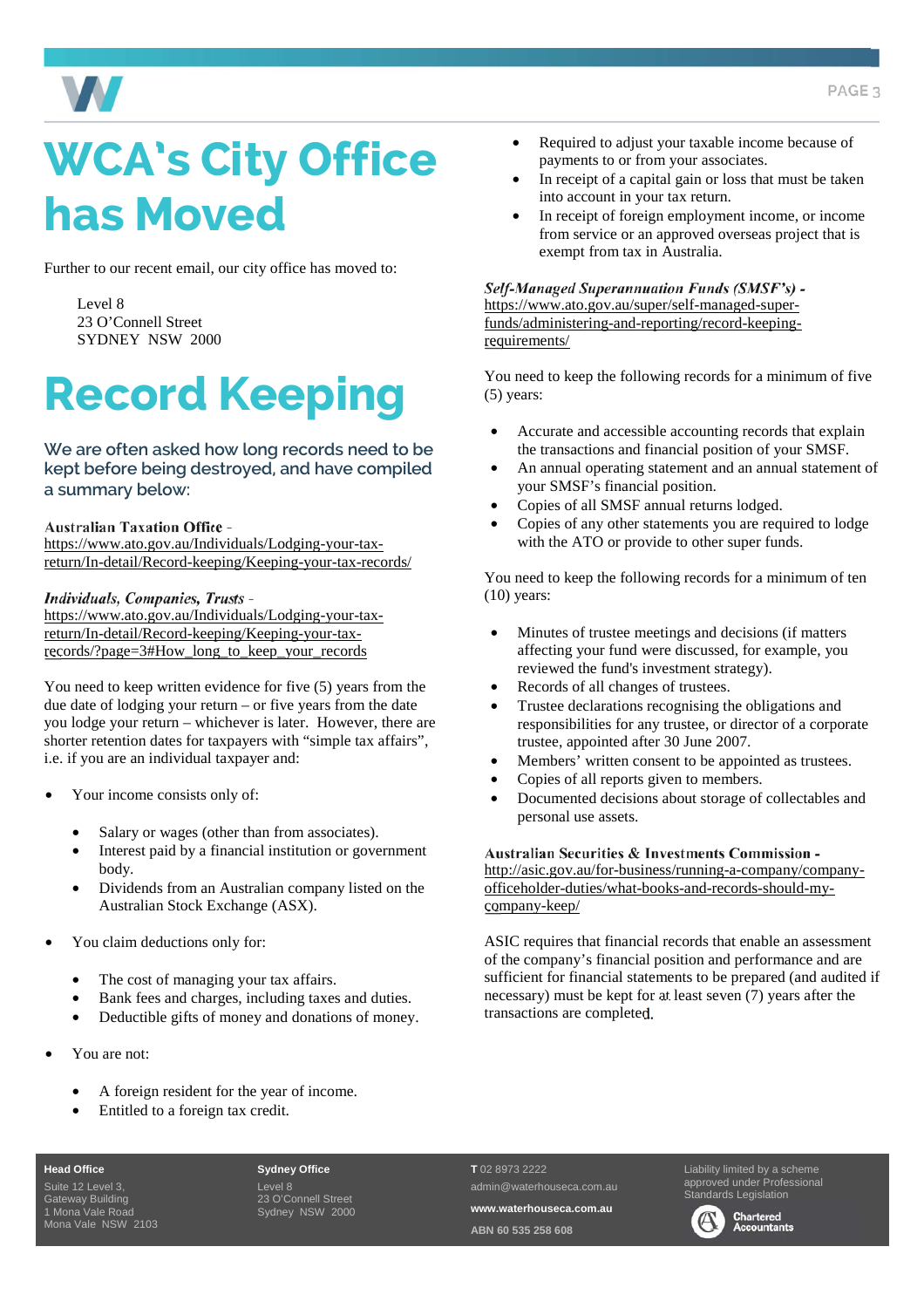# WCA's City Office has Moved

Further to our recent email, our city office has moved to:

Level 8
23 O'Connell Street
SYDNEY NSW 2000

# Record Keeping

## We are often asked how long records need to be kept before being destroyed, and have compiled a summary below:

**Australian Taxation Office** -
https://www.ato.gov.au/Individuals/Lodging-your-tax-return/In-detail/Record-keeping/Keeping-your-tax-records/

***Individuals, Companies, Trusts*** -
https://www.ato.gov.au/Individuals/Lodging-your-tax-return/In-detail/Record-keeping/Keeping-your-tax-records/?page=3#How_long_to_keep_your_records

You need to keep written evidence for five (5) years from the due date of lodging your return – or five years from the date you lodge your return – whichever is later. However, there are shorter retention dates for taxpayers with "simple tax affairs", i.e. if you are an individual taxpayer and:

- Your income consists only of:
  - Salary or wages (other than from associates).
  - Interest paid by a financial institution or government body.
  - Dividends from an Australian company listed on the Australian Stock Exchange (ASX).
- You claim deductions only for:
  - The cost of managing your tax affairs.
  - Bank fees and charges, including taxes and duties.
  - Deductible gifts of money and donations of money.
- You are not:
  - A foreign resident for the year of income.
  - Entitled to a foreign tax credit.
  - Required to adjust your taxable income because of payments to or from your associates.
  - In receipt of a capital gain or loss that must be taken into account in your tax return.
  - In receipt of foreign employment income, or income from service or an approved overseas project that is exempt from tax in Australia.

***Self-Managed Superannuation Funds (SMSF's)*** -
https://www.ato.gov.au/super/self-managed-super-funds/administering-and-reporting/record-keeping-requirements/

You need to keep the following records for a minimum of five (5) years:

- Accurate and accessible accounting records that explain the transactions and financial position of your SMSF.
- An annual operating statement and an annual statement of your SMSF's financial position.
- Copies of all SMSF annual returns lodged.
- Copies of any other statements you are required to lodge with the ATO or provide to other super funds.

You need to keep the following records for a minimum of ten (10) years:

- Minutes of trustee meetings and decisions (if matters affecting your fund were discussed, for example, you reviewed the fund's investment strategy).
- Records of all changes of trustees.
- Trustee declarations recognising the obligations and responsibilities for any trustee, or director of a corporate trustee, appointed after 30 June 2007.
- Members' written consent to be appointed as trustees.
- Copies of all reports given to members.
- Documented decisions about storage of collectables and personal use assets.

**Australian Securities & Investments Commission** -
http://asic.gov.au/for-business/running-a-company/company-officeholder-duties/what-books-and-records-should-my-company-keep/

ASIC requires that financial records that enable an assessment of the company's financial position and performance and are sufficient for financial statements to be prepared (and audited if necessary) must be kept for at least seven (7) years after the transactions are completed.